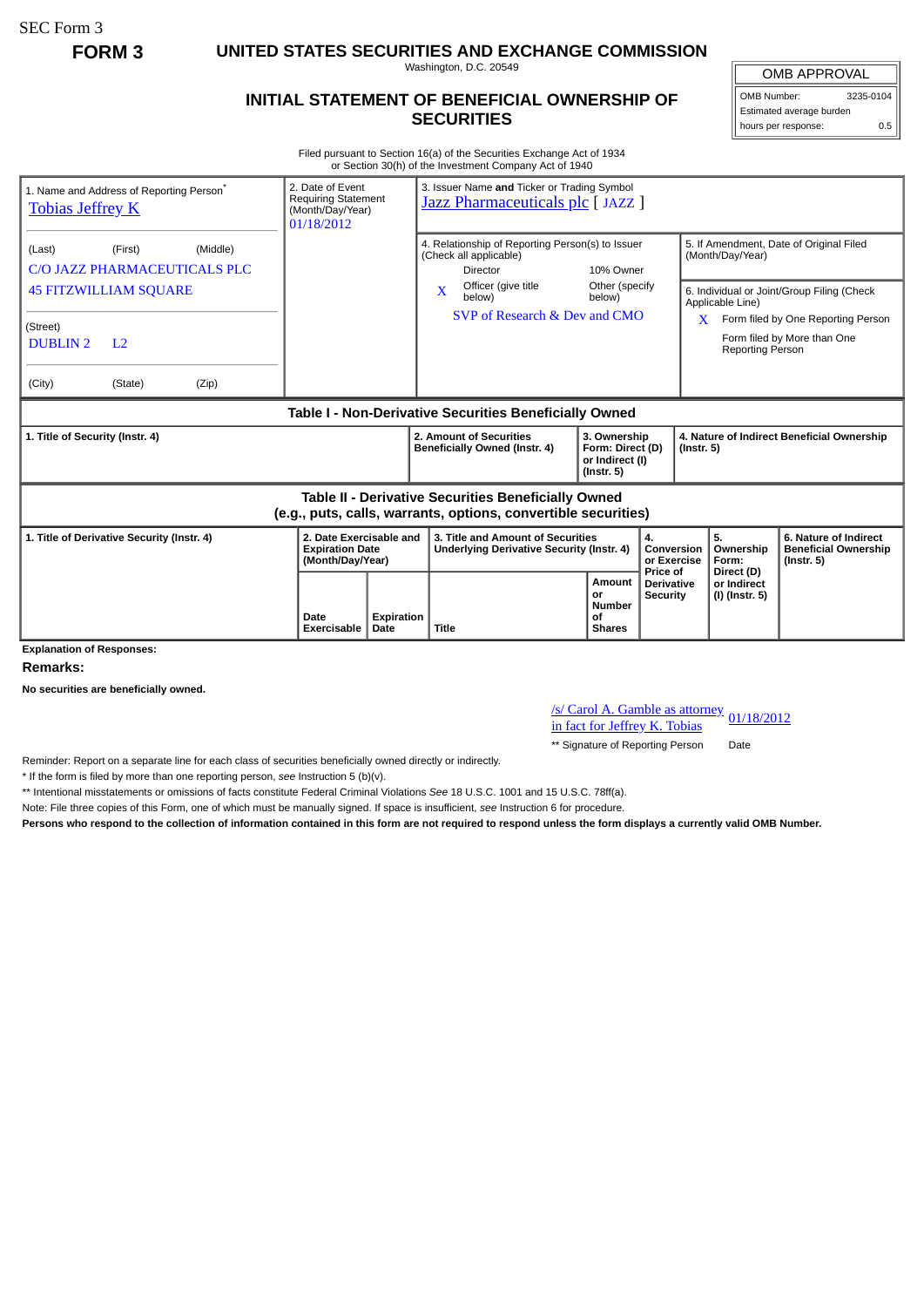SEC Form 3

**FORM 3**

# UNITED STATES SECURITIES AND EXCHANGE COMMISSION

Washington, D.C. 20549

## INITIAL STATEMENT OF BENEFICIAL OWNERSHIP OF SECURITIES

| OMB APPROVAL | |
|---|---|
| OMB Number: | 3235-0104 |
| Estimated average burden hours per response: | 0.5 |

Filed pursuant to Section 16(a) of the Securities Exchange Act of 1934
or Section 30(h) of the Investment Company Act of 1940

| | | |
|---|---|---|
| 1. Name and Address of Reporting Person* Tobias Jeffrey K<br>(Last) (First) (Middle)<br>C/O JAZZ PHARMACEUTICALS PLC<br>45 FITZWILLIAM SQUARE<br>(Street)<br>DUBLIN 2 L2<br>(City) (State) (Zip) | 2. Date of Event Requiring Statement (Month/Day/Year)<br>01/18/2012 | 3. Issuer Name **and** Ticker or Trading Symbol<br>Jazz Pharmaceuticals plc [ JAZZ ] |
| | | 4. Relationship of Reporting Person(s) to Issuer (Check all applicable)<br>Director<br>10% Owner<br>X Officer (give title below)<br>Other (specify below)<br>SVP of Research & Dev and CMO |
| | | 5. If Amendment, Date of Original Filed (Month/Day/Year) |
| | | 6. Individual or Joint/Group Filing (Check Applicable Line)<br>X Form filed by One Reporting Person<br>Form filed by More than One Reporting Person |

**Table I - Non-Derivative Securities Beneficially Owned**

| 1. Title of Security (Instr. 4) | 2. Amount of Securities Beneficially Owned (Instr. 4) | 3. Ownership Form: Direct (D) or Indirect (I) (Instr. 5) | 4. Nature of Indirect Beneficial Ownership (Instr. 5) |
|---|---|---|---|

**Table II - Derivative Securities Beneficially Owned (e.g., puts, calls, warrants, options, convertible securities)**

| 1. Title of Derivative Security (Instr. 4) | 2. Date Exercisable and Expiration Date (Month/Day/Year) | | 3. Title and Amount of Securities Underlying Derivative Security (Instr. 4) | | 4. Conversion or Exercise Price of Derivative Security | 5. Ownership Form: Direct (D) or Indirect (I) (Instr. 5) | 6. Nature of Indirect Beneficial Ownership (Instr. 5) |
|---|---|---|---|---|---|---|---|
| | Date Exercisable | Expiration Date | Title | Amount or Number of Shares | | | |

**Explanation of Responses:**

**Remarks:**

**No securities are beneficially owned.**

/s/ Carol A. Gamble as attorney in fact for Jeffrey K. Tobias — 01/18/2012

** Signature of Reporting Person — Date

Reminder: Report on a separate line for each class of securities beneficially owned directly or indirectly.

* If the form is filed by more than one reporting person, *see* Instruction 5 (b)(v).

** Intentional misstatements or omissions of facts constitute Federal Criminal Violations *See* 18 U.S.C. 1001 and 15 U.S.C. 78ff(a).

Note: File three copies of this Form, one of which must be manually signed. If space is insufficient, *see* Instruction 6 for procedure.

**Persons who respond to the collection of information contained in this form are not required to respond unless the form displays a currently valid OMB Number.**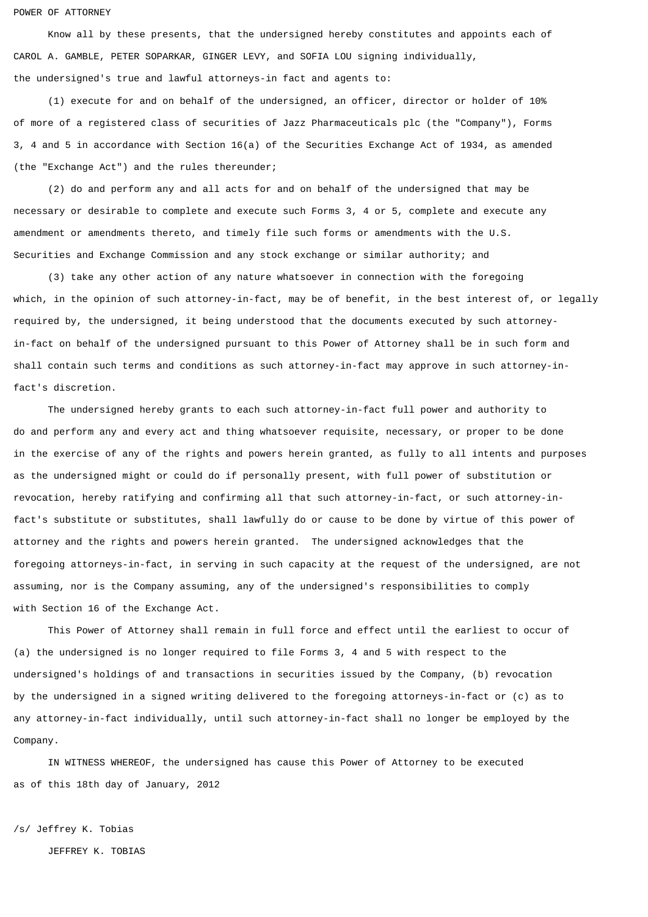POWER OF ATTORNEY

Know all by these presents, that the undersigned hereby constitutes and appoints each of CAROL A. GAMBLE, PETER SOPARKAR, GINGER LEVY, and SOFIA LOU signing individually, the undersigned's true and lawful attorneys-in fact and agents to:

(1) execute for and on behalf of the undersigned, an officer, director or holder of 10% of more of a registered class of securities of Jazz Pharmaceuticals plc (the "Company"), Forms 3, 4 and 5 in accordance with Section 16(a) of the Securities Exchange Act of 1934, as amended (the "Exchange Act") and the rules thereunder;

(2) do and perform any and all acts for and on behalf of the undersigned that may be necessary or desirable to complete and execute such Forms 3, 4 or 5, complete and execute any amendment or amendments thereto, and timely file such forms or amendments with the U.S. Securities and Exchange Commission and any stock exchange or similar authority; and

(3) take any other action of any nature whatsoever in connection with the foregoing which, in the opinion of such attorney-in-fact, may be of benefit, in the best interest of, or legally required by, the undersigned, it being understood that the documents executed by such attorney-in-fact on behalf of the undersigned pursuant to this Power of Attorney shall be in such form and shall contain such terms and conditions as such attorney-in-fact may approve in such attorney-in-fact's discretion.

The undersigned hereby grants to each such attorney-in-fact full power and authority to do and perform any and every act and thing whatsoever requisite, necessary, or proper to be done in the exercise of any of the rights and powers herein granted, as fully to all intents and purposes as the undersigned might or could do if personally present, with full power of substitution or revocation, hereby ratifying and confirming all that such attorney-in-fact, or such attorney-in-fact's substitute or substitutes, shall lawfully do or cause to be done by virtue of this power of attorney and the rights and powers herein granted. The undersigned acknowledges that the foregoing attorneys-in-fact, in serving in such capacity at the request of the undersigned, are not assuming, nor is the Company assuming, any of the undersigned's responsibilities to comply with Section 16 of the Exchange Act.

This Power of Attorney shall remain in full force and effect until the earliest to occur of (a) the undersigned is no longer required to file Forms 3, 4 and 5 with respect to the undersigned's holdings of and transactions in securities issued by the Company, (b) revocation by the undersigned in a signed writing delivered to the foregoing attorneys-in-fact or (c) as to any attorney-in-fact individually, until such attorney-in-fact shall no longer be employed by the Company.

IN WITNESS WHEREOF, the undersigned has cause this Power of Attorney to be executed as of this 18th day of January, 2012

/s/ Jeffrey K. Tobias

JEFFREY K. TOBIAS